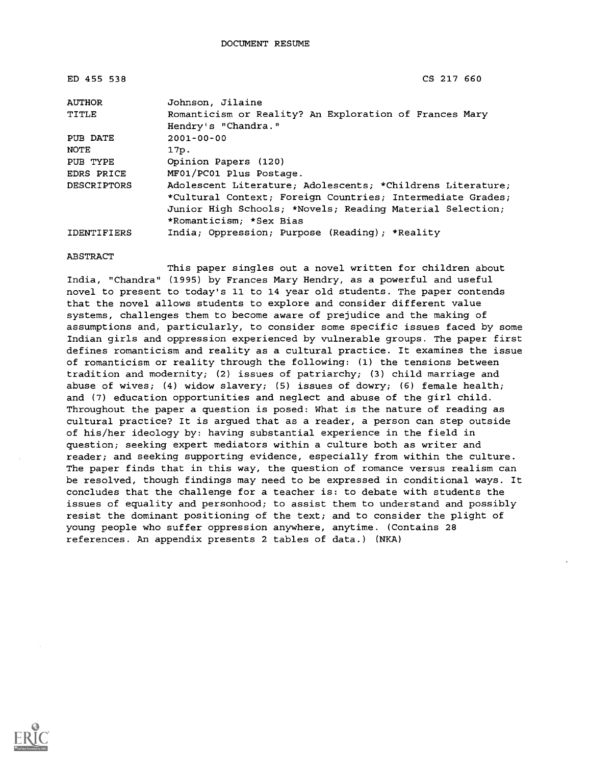DOCUMENT RESUME

| | |
|---|---|
| ED 455 538 | CS 217 660 |
| AUTHOR | Johnson, Jilaine |
| TITLE | Romanticism or Reality? An Exploration of Frances Mary Hendry's "Chandra." |
| PUB DATE | 2001-00-00 |
| NOTE | 17p. |
| PUB TYPE | Opinion Papers (120) |
| EDRS PRICE | MF01/PC01 Plus Postage. |
| DESCRIPTORS | Adolescent Literature; Adolescents; *Childrens Literature; *Cultural Context; Foreign Countries; Intermediate Grades; Junior High Schools; *Novels; Reading Material Selection; *Romanticism; *Sex Bias |
| IDENTIFIERS | India; Oppression; Purpose (Reading); *Reality |

ABSTRACT

This paper singles out a novel written for children about India, "Chandra" (1995) by Frances Mary Hendry, as a powerful and useful novel to present to today's 11 to 14 year old students. The paper contends that the novel allows students to explore and consider different value systems, challenges them to become aware of prejudice and the making of assumptions and, particularly, to consider some specific issues faced by some Indian girls and oppression experienced by vulnerable groups. The paper first defines romanticism and reality as a cultural practice. It examines the issue of romanticism or reality through the following: (1) the tensions between tradition and modernity; (2) issues of patriarchy; (3) child marriage and abuse of wives; (4) widow slavery; (5) issues of dowry; (6) female health; and (7) education opportunities and neglect and abuse of the girl child. Throughout the paper a question is posed: What is the nature of reading as cultural practice? It is argued that as a reader, a person can step outside of his/her ideology by: having substantial experience in the field in question; seeking expert mediators within a culture both as writer and reader; and seeking supporting evidence, especially from within the culture. The paper finds that in this way, the question of romance versus realism can be resolved, though findings may need to be expressed in conditional ways. It concludes that the challenge for a teacher is: to debate with students the issues of equality and personhood; to assist them to understand and possibly resist the dominant positioning of the text; and to consider the plight of young people who suffer oppression anywhere, anytime. (Contains 28 references. An appendix presents 2 tables of data.) (NKA)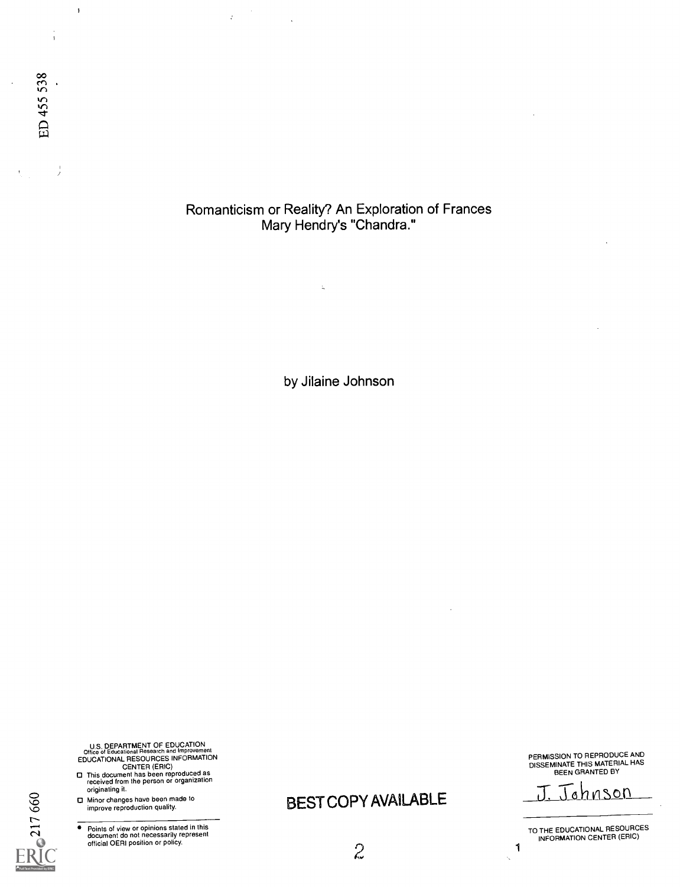ED 455 538

# Romanticism or Reality? An Exploration of Frances Mary Hendry's "Chandra."

by Jilaine Johnson

U.S. DEPARTMENT OF EDUCATION
Office of Educational Research and Improvement
EDUCATIONAL RESOURCES INFORMATION CENTER (ERIC)

- This document has been reproduced as received from the person or organization originating it.
- Minor changes have been made to improve reproduction quality.

- Points of view or opinions stated in this document do not necessarily represent official OERI position or policy.

PERMISSION TO REPRODUCE AND DISSEMINATE THIS MATERIAL HAS BEEN GRANTED BY

J. Johnson

TO THE EDUCATIONAL RESOURCES INFORMATION CENTER (ERIC)

BEST COPY AVAILABLE

217 660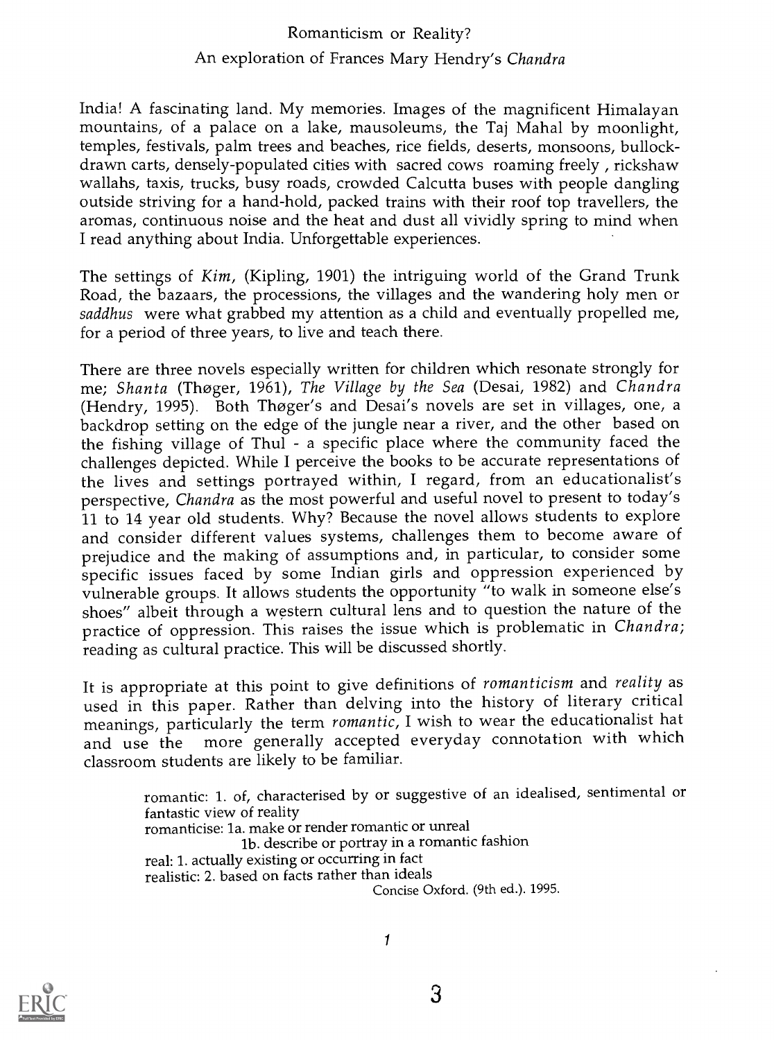# Romanticism or Reality?

## An exploration of Frances Mary Hendry's *Chandra*

India! A fascinating land. My memories. Images of the magnificent Himalayan mountains, of a palace on a lake, mausoleums, the Taj Mahal by moonlight, temples, festivals, palm trees and beaches, rice fields, deserts, monsoons, bullock-drawn carts, densely-populated cities with sacred cows roaming freely , rickshaw wallahs, taxis, trucks, busy roads, crowded Calcutta buses with people dangling outside striving for a hand-hold, packed trains with their roof top travellers, the aromas, continuous noise and the heat and dust all vividly spring to mind when I read anything about India. Unforgettable experiences.

The settings of *Kim*, (Kipling, 1901) the intriguing world of the Grand Trunk Road, the bazaars, the processions, the villages and the wandering holy men or *saddhus* were what grabbed my attention as a child and eventually propelled me, for a period of three years, to live and teach there.

There are three novels especially written for children which resonate strongly for me; *Shanta* (Thøger, 1961), *The Village by the Sea* (Desai, 1982) and *Chandra* (Hendry, 1995). Both Thøger's and Desai's novels are set in villages, one, a backdrop setting on the edge of the jungle near a river, and the other based on the fishing village of Thul - a specific place where the community faced the challenges depicted. While I perceive the books to be accurate representations of the lives and settings portrayed within, I regard, from an educationalist's perspective, *Chandra* as the most powerful and useful novel to present to today's 11 to 14 year old students. Why? Because the novel allows students to explore and consider different values systems, challenges them to become aware of prejudice and the making of assumptions and, in particular, to consider some specific issues faced by some Indian girls and oppression experienced by vulnerable groups. It allows students the opportunity "to walk in someone else's shoes" albeit through a western cultural lens and to question the nature of the practice of oppression. This raises the issue which is problematic in *Chandra*; reading as cultural practice. This will be discussed shortly.

It is appropriate at this point to give definitions of *romanticism* and *reality* as used in this paper. Rather than delving into the history of literary critical meanings, particularly the term *romantic*, I wish to wear the educationalist hat and use the more generally accepted everyday connotation with which classroom students are likely to be familiar.

> romantic: 1. of, characterised by or suggestive of an idealised, sentimental or fantastic view of reality
> romanticise: 1a. make or render romantic or unreal
> 1b. describe or portray in a romantic fashion
> real: 1. actually existing or occurring in fact
> realistic: 2. based on facts rather than ideals
>
> Concise Oxford. (9th ed.). 1995.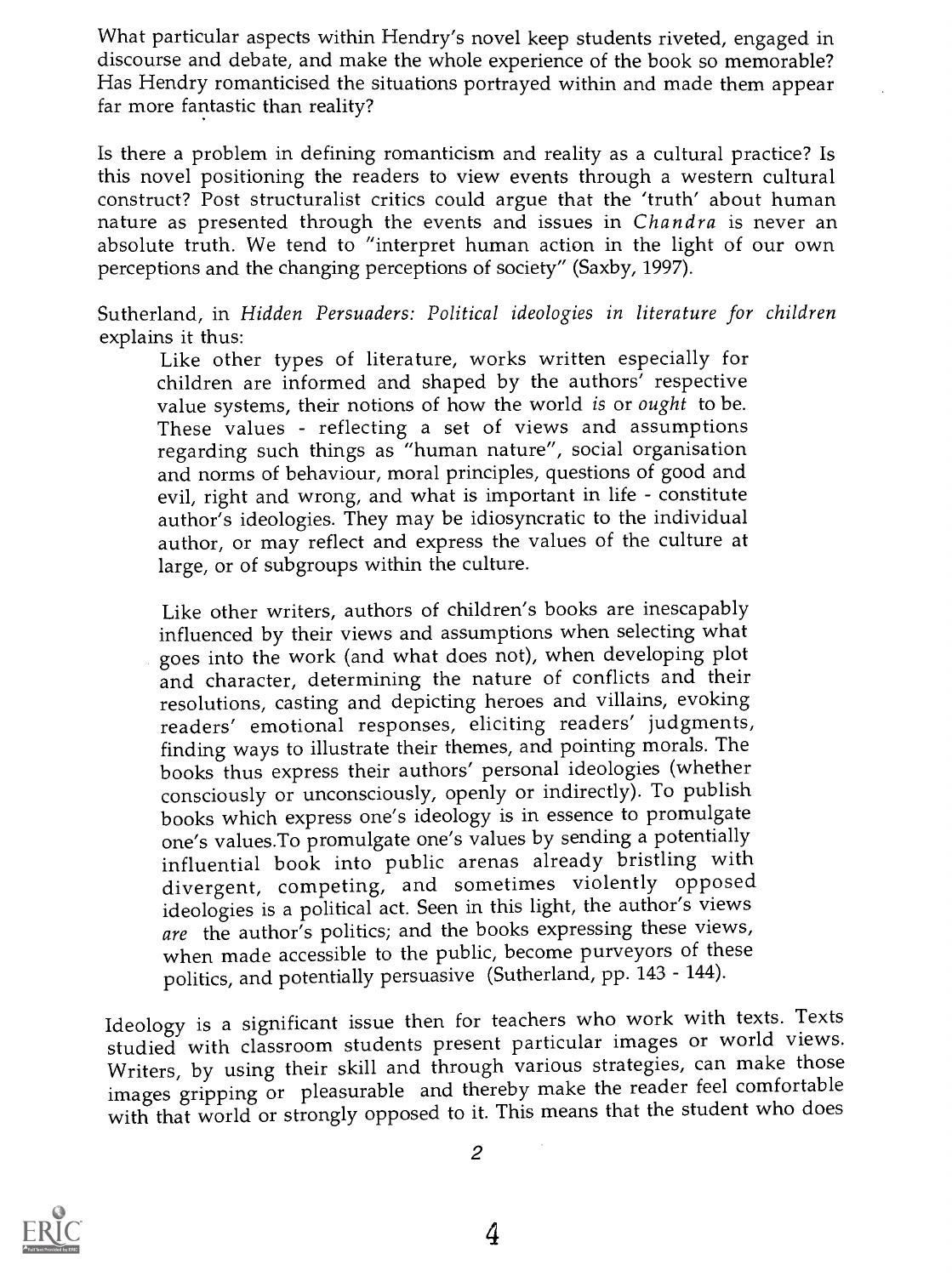What particular aspects within Hendry's novel keep students riveted, engaged in discourse and debate, and make the whole experience of the book so memorable? Has Hendry romanticised the situations portrayed within and made them appear far more fantastic than reality?

Is there a problem in defining romanticism and reality as a cultural practice? Is this novel positioning the readers to view events through a western cultural construct? Post structuralist critics could argue that the 'truth' about human nature as presented through the events and issues in *Chandra* is never an absolute truth. We tend to "interpret human action in the light of our own perceptions and the changing perceptions of society" (Saxby, 1997).

Sutherland, in *Hidden Persuaders: Political ideologies in literature for children* explains it thus:

> Like other types of literature, works written especially for children are informed and shaped by the authors' respective value systems, their notions of how the world *is* or *ought* to be. These values - reflecting a set of views and assumptions regarding such things as "human nature", social organisation and norms of behaviour, moral principles, questions of good and evil, right and wrong, and what is important in life - constitute author's ideologies. They may be idiosyncratic to the individual author, or may reflect and express the values of the culture at large, or of subgroups within the culture.
>
> Like other writers, authors of children's books are inescapably influenced by their views and assumptions when selecting what goes into the work (and what does not), when developing plot and character, determining the nature of conflicts and their resolutions, casting and depicting heroes and villains, evoking readers' emotional responses, eliciting readers' judgments, finding ways to illustrate their themes, and pointing morals. The books thus express their authors' personal ideologies (whether consciously or unconsciously, openly or indirectly). To publish books which express one's ideology is in essence to promulgate one's values.To promulgate one's values by sending a potentially influential book into public arenas already bristling with divergent, competing, and sometimes violently opposed ideologies is a political act. Seen in this light, the author's views *are* the author's politics; and the books expressing these views, when made accessible to the public, become purveyors of these politics, and potentially persuasive (Sutherland, pp. 143 - 144).

Ideology is a significant issue then for teachers who work with texts. Texts studied with classroom students present particular images or world views. Writers, by using their skill and through various strategies, can make those images gripping or pleasurable and thereby make the reader feel comfortable with that world or strongly opposed to it. This means that the student who does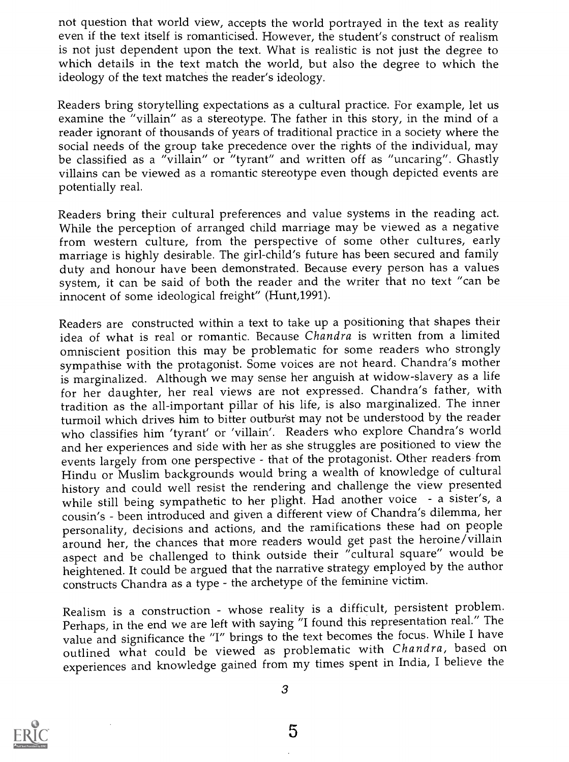not question that world view, accepts the world portrayed in the text as reality even if the text itself is romanticised. However, the student's construct of realism is not just dependent upon the text. What is realistic is not just the degree to which details in the text match the world, but also the degree to which the ideology of the text matches the reader's ideology.

Readers bring storytelling expectations as a cultural practice. For example, let us examine the "villain" as a stereotype. The father in this story, in the mind of a reader ignorant of thousands of years of traditional practice in a society where the social needs of the group take precedence over the rights of the individual, may be classified as a "villain" or "tyrant" and written off as "uncaring". Ghastly villains can be viewed as a romantic stereotype even though depicted events are potentially real.

Readers bring their cultural preferences and value systems in the reading act. While the perception of arranged child marriage may be viewed as a negative from western culture, from the perspective of some other cultures, early marriage is highly desirable. The girl-child's future has been secured and family duty and honour have been demonstrated. Because every person has a values system, it can be said of both the reader and the writer that no text "can be innocent of some ideological freight" (Hunt,1991).

Readers are constructed within a text to take up a positioning that shapes their idea of what is real or romantic. Because *Chandra* is written from a limited omniscient position this may be problematic for some readers who strongly sympathise with the protagonist. Some voices are not heard. Chandra's mother is marginalized. Although we may sense her anguish at widow-slavery as a life for her daughter, her real views are not expressed. Chandra's father, with tradition as the all-important pillar of his life, is also marginalized. The inner turmoil which drives him to bitter outburst may not be understood by the reader who classifies him 'tyrant' or 'villain'. Readers who explore Chandra's world and her experiences and side with her as she struggles are positioned to view the events largely from one perspective - that of the protagonist. Other readers from Hindu or Muslim backgrounds would bring a wealth of knowledge of cultural history and could well resist the rendering and challenge the view presented while still being sympathetic to her plight. Had another voice - a sister's, a cousin's - been introduced and given a different view of Chandra's dilemma, her personality, decisions and actions, and the ramifications these had on people around her, the chances that more readers would get past the heroine/villain aspect and be challenged to think outside their "cultural square" would be heightened. It could be argued that the narrative strategy employed by the author constructs Chandra as a type - the archetype of the feminine victim.

Realism is a construction - whose reality is a difficult, persistent problem. Perhaps, in the end we are left with saying "I found this representation real." The value and significance the "I" brings to the text becomes the focus. While I have outlined what could be viewed as problematic with *Chandra*, based on experiences and knowledge gained from my times spent in India, I believe the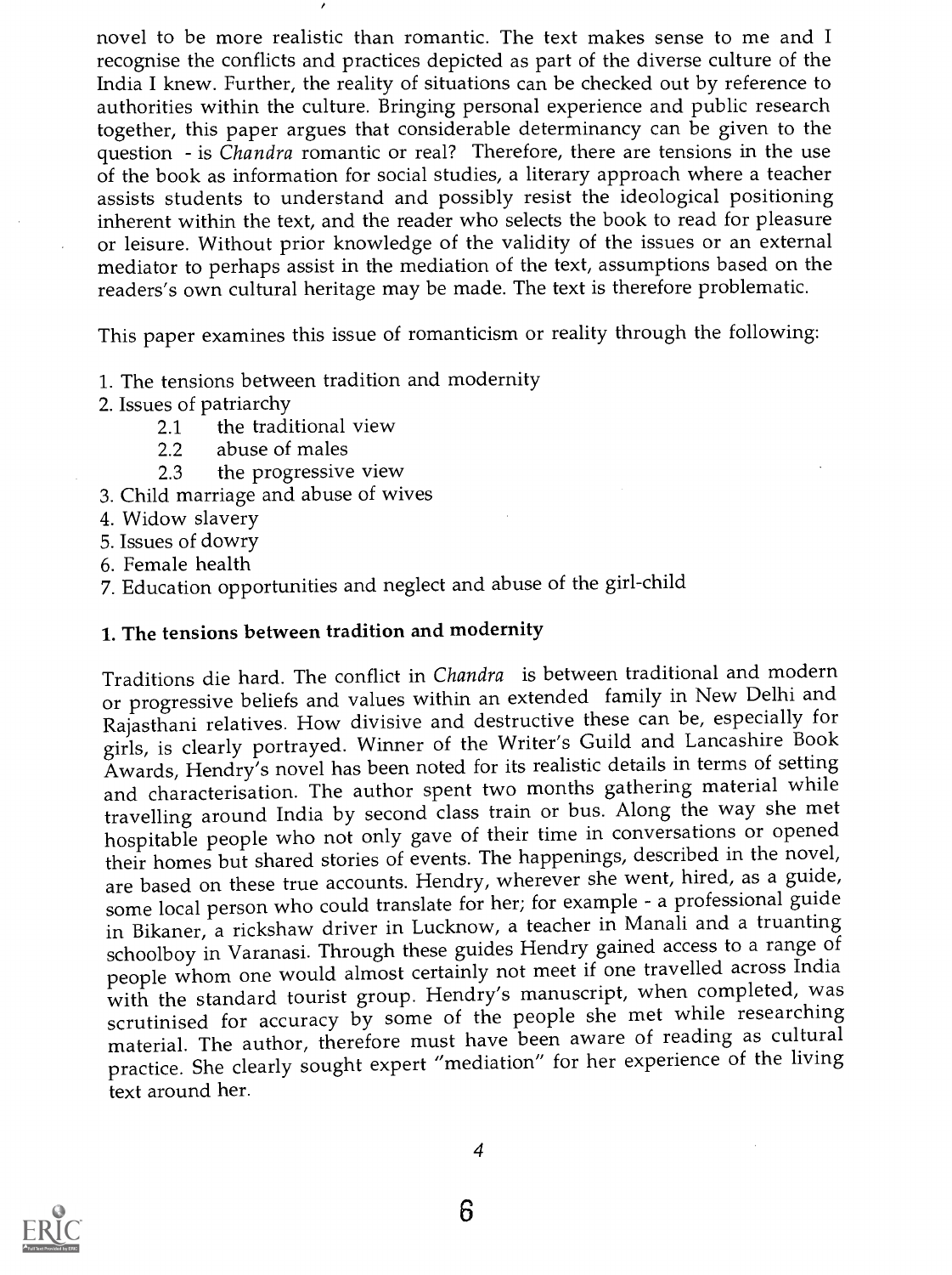novel to be more realistic than romantic. The text makes sense to me and I recognise the conflicts and practices depicted as part of the diverse culture of the India I knew. Further, the reality of situations can be checked out by reference to authorities within the culture. Bringing personal experience and public research together, this paper argues that considerable determinancy can be given to the question - is *Chandra* romantic or real? Therefore, there are tensions in the use of the book as information for social studies, a literary approach where a teacher assists students to understand and possibly resist the ideological positioning inherent within the text, and the reader who selects the book to read for pleasure or leisure. Without prior knowledge of the validity of the issues or an external mediator to perhaps assist in the mediation of the text, assumptions based on the readers's own cultural heritage may be made. The text is therefore problematic.

This paper examines this issue of romanticism or reality through the following:

1. The tensions between tradition and modernity
2. Issues of patriarchy
    - 2.1 the traditional view
    - 2.2 abuse of males
    - 2.3 the progressive view
3. Child marriage and abuse of wives
4. Widow slavery
5. Issues of dowry
6. Female health
7. Education opportunities and neglect and abuse of the girl-child

## 1. The tensions between tradition and modernity

Traditions die hard. The conflict in *Chandra* is between traditional and modern or progressive beliefs and values within an extended family in New Delhi and Rajasthani relatives. How divisive and destructive these can be, especially for girls, is clearly portrayed. Winner of the Writer's Guild and Lancashire Book Awards, Hendry's novel has been noted for its realistic details in terms of setting and characterisation. The author spent two months gathering material while travelling around India by second class train or bus. Along the way she met hospitable people who not only gave of their time in conversations or opened their homes but shared stories of events. The happenings, described in the novel, are based on these true accounts. Hendry, wherever she went, hired, as a guide, some local person who could translate for her; for example - a professional guide in Bikaner, a rickshaw driver in Lucknow, a teacher in Manali and a truanting schoolboy in Varanasi. Through these guides Hendry gained access to a range of people whom one would almost certainly not meet if one travelled across India with the standard tourist group. Hendry's manuscript, when completed, was scrutinised for accuracy by some of the people she met while researching material. The author, therefore must have been aware of reading as cultural practice. She clearly sought expert "mediation" for her experience of the living text around her.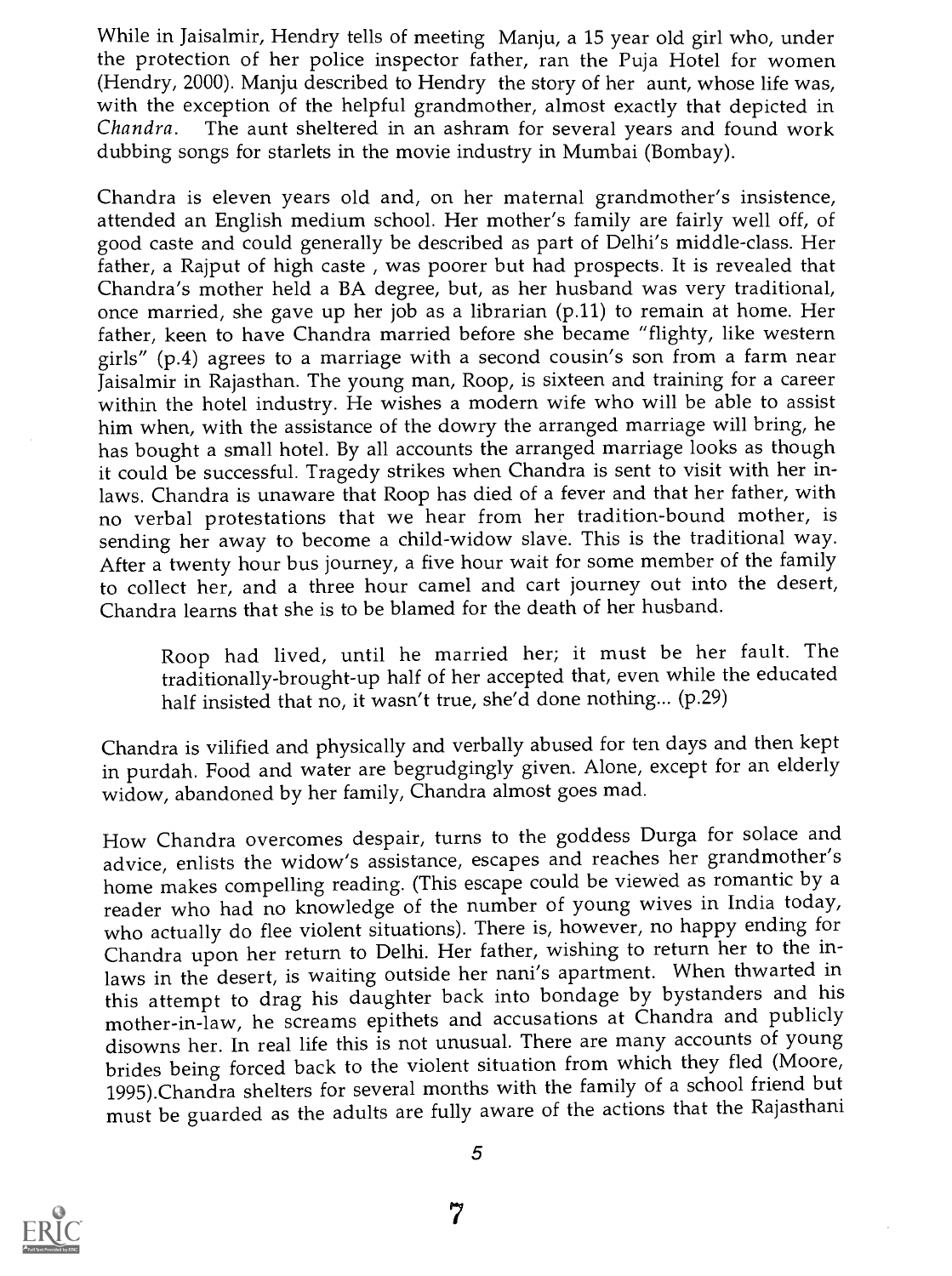While in Jaisalmir, Hendry tells of meeting Manju, a 15 year old girl who, under the protection of her police inspector father, ran the Puja Hotel for women (Hendry, 2000). Manju described to Hendry the story of her aunt, whose life was, with the exception of the helpful grandmother, almost exactly that depicted in *Chandra*. The aunt sheltered in an ashram for several years and found work dubbing songs for starlets in the movie industry in Mumbai (Bombay).

Chandra is eleven years old and, on her maternal grandmother's insistence, attended an English medium school. Her mother's family are fairly well off, of good caste and could generally be described as part of Delhi's middle-class. Her father, a Rajput of high caste , was poorer but had prospects. It is revealed that Chandra's mother held a BA degree, but, as her husband was very traditional, once married, she gave up her job as a librarian (p.11) to remain at home. Her father, keen to have Chandra married before she became "flighty, like western girls" (p.4) agrees to a marriage with a second cousin's son from a farm near Jaisalmir in Rajasthan. The young man, Roop, is sixteen and training for a career within the hotel industry. He wishes a modern wife who will be able to assist him when, with the assistance of the dowry the arranged marriage will bring, he has bought a small hotel. By all accounts the arranged marriage looks as though it could be successful. Tragedy strikes when Chandra is sent to visit with her in-laws. Chandra is unaware that Roop has died of a fever and that her father, with no verbal protestations that we hear from her tradition-bound mother, is sending her away to become a child-widow slave. This is the traditional way. After a twenty hour bus journey, a five hour wait for some member of the family to collect her, and a three hour camel and cart journey out into the desert, Chandra learns that she is to be blamed for the death of her husband.

> Roop had lived, until he married her; it must be her fault. The traditionally-brought-up half of her accepted that, even while the educated half insisted that no, it wasn't true, she'd done nothing... (p.29)

Chandra is vilified and physically and verbally abused for ten days and then kept in purdah. Food and water are begrudgingly given. Alone, except for an elderly widow, abandoned by her family, Chandra almost goes mad.

How Chandra overcomes despair, turns to the goddess Durga for solace and advice, enlists the widow's assistance, escapes and reaches her grandmother's home makes compelling reading. (This escape could be viewed as romantic by a reader who had no knowledge of the number of young wives in India today, who actually do flee violent situations). There is, however, no happy ending for Chandra upon her return to Delhi. Her father, wishing to return her to the in-laws in the desert, is waiting outside her nani's apartment. When thwarted in this attempt to drag his daughter back into bondage by bystanders and his mother-in-law, he screams epithets and accusations at Chandra and publicly disowns her. In real life this is not unusual. There are many accounts of young brides being forced back to the violent situation from which they fled (Moore, 1995).Chandra shelters for several months with the family of a school friend but must be guarded as the adults are fully aware of the actions that the Rajasthani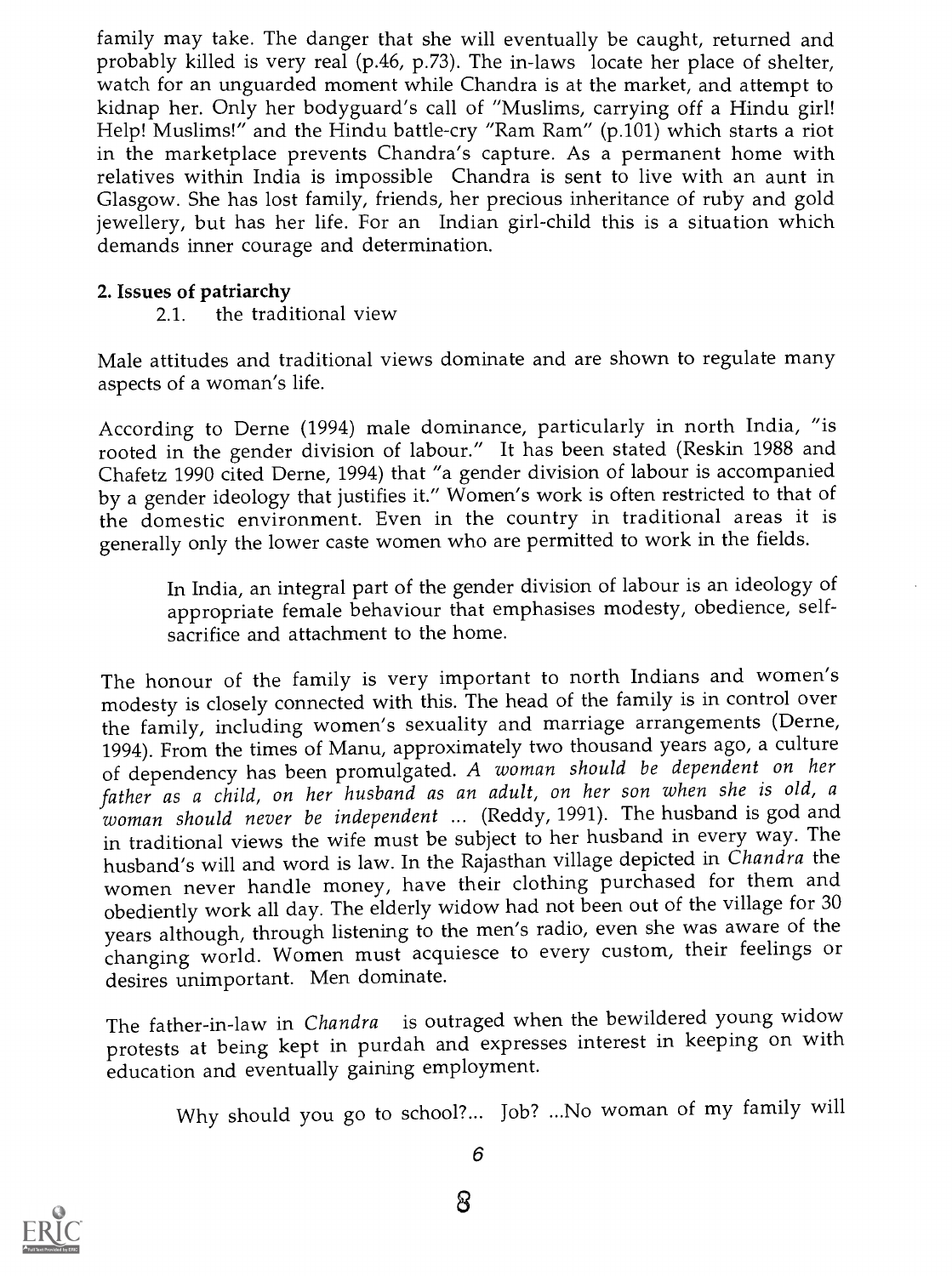family may take. The danger that she will eventually be caught, returned and probably killed is very real (p.46, p.73). The in-laws locate her place of shelter, watch for an unguarded moment while Chandra is at the market, and attempt to kidnap her. Only her bodyguard's call of "Muslims, carrying off a Hindu girl! Help! Muslims!" and the Hindu battle-cry "Ram Ram" (p.101) which starts a riot in the marketplace prevents Chandra's capture. As a permanent home with relatives within India is impossible Chandra is sent to live with an aunt in Glasgow. She has lost family, friends, her precious inheritance of ruby and gold jewellery, but has her life. For an Indian girl-child this is a situation which demands inner courage and determination.

**2. Issues of patriarchy**

2.1. the traditional view

Male attitudes and traditional views dominate and are shown to regulate many aspects of a woman's life.

According to Derne (1994) male dominance, particularly in north India, "is rooted in the gender division of labour." It has been stated (Reskin 1988 and Chafetz 1990 cited Derne, 1994) that "a gender division of labour is accompanied by a gender ideology that justifies it." Women's work is often restricted to that of the domestic environment. Even in the country in traditional areas it is generally only the lower caste women who are permitted to work in the fields.

> In India, an integral part of the gender division of labour is an ideology of appropriate female behaviour that emphasises modesty, obedience, self-sacrifice and attachment to the home.

The honour of the family is very important to north Indians and women's modesty is closely connected with this. The head of the family is in control over the family, including women's sexuality and marriage arrangements (Derne, 1994). From the times of Manu, approximately two thousand years ago, a culture of dependency has been promulgated. *A woman should be dependent on her father as a child, on her husband as an adult, on her son when she is old, a woman should never be independent* ... (Reddy, 1991). The husband is god and in traditional views the wife must be subject to her husband in every way. The husband's will and word is law. In the Rajasthan village depicted in *Chandra* the women never handle money, have their clothing purchased for them and obediently work all day. The elderly widow had not been out of the village for 30 years although, through listening to the men's radio, even she was aware of the changing world. Women must acquiesce to every custom, their feelings or desires unimportant. Men dominate.

The father-in-law in *Chandra* is outraged when the bewildered young widow protests at being kept in purdah and expresses interest in keeping on with education and eventually gaining employment.

> Why should you go to school?... Job? ...No woman of my family will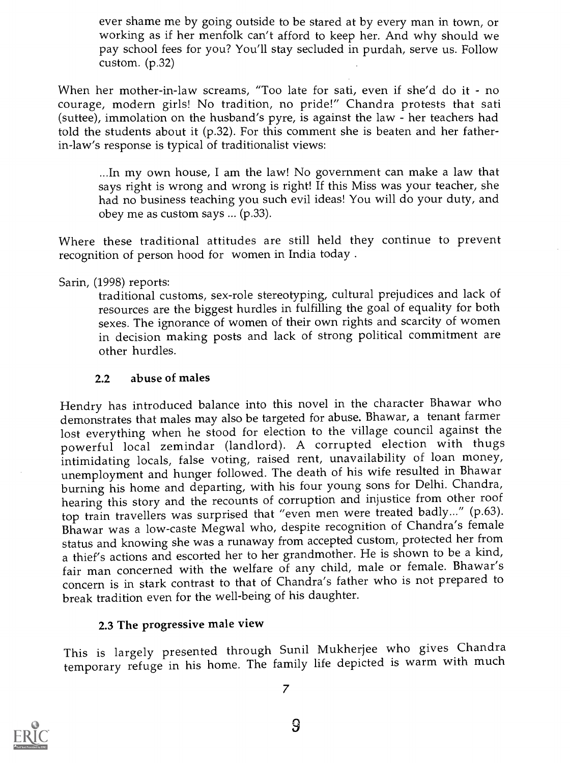> ever shame me by going outside to be stared at by every man in town, or working as if her menfolk can't afford to keep her. And why should we pay school fees for you? You'll stay secluded in purdah, serve us. Follow custom. (p.32)

When her mother-in-law screams, "Too late for sati, even if she'd do it - no courage, modern girls! No tradition, no pride!" Chandra protests that sati (suttee), immolation on the husband's pyre, is against the law - her teachers had told the students about it (p.32). For this comment she is beaten and her father-in-law's response is typical of traditionalist views:

> ...In my own house, I am the law! No government can make a law that says right is wrong and wrong is right! If this Miss was your teacher, she had no business teaching you such evil ideas! You will do your duty, and obey me as custom says ... (p.33).

Where these traditional attitudes are still held they continue to prevent recognition of person hood for women in India today .

Sarin, (1998) reports:

> traditional customs, sex-role stereotyping, cultural prejudices and lack of resources are the biggest hurdles in fulfilling the goal of equality for both sexes. The ignorance of women of their own rights and scarcity of women in decision making posts and lack of strong political commitment are other hurdles.

### 2.2 abuse of males

Hendry has introduced balance into this novel in the character Bhawar who demonstrates that males may also be targeted for abuse. Bhawar, a tenant farmer lost everything when he stood for election to the village council against the powerful local zemindar (landlord). A corrupted election with thugs intimidating locals, false voting, raised rent, unavailability of loan money, unemployment and hunger followed. The death of his wife resulted in Bhawar burning his home and departing, with his four young sons for Delhi. Chandra, hearing this story and the recounts of corruption and injustice from other roof top train travellers was surprised that "even men were treated badly..." (p.63). Bhawar was a low-caste Megwal who, despite recognition of Chandra's female status and knowing she was a runaway from accepted custom, protected her from a thief's actions and escorted her to her grandmother. He is shown to be a kind, fair man concerned with the welfare of any child, male or female. Bhawar's concern is in stark contrast to that of Chandra's father who is not prepared to break tradition even for the well-being of his daughter.

### 2.3 The progressive male view

This is largely presented through Sunil Mukherjee who gives Chandra temporary refuge in his home. The family life depicted is warm with much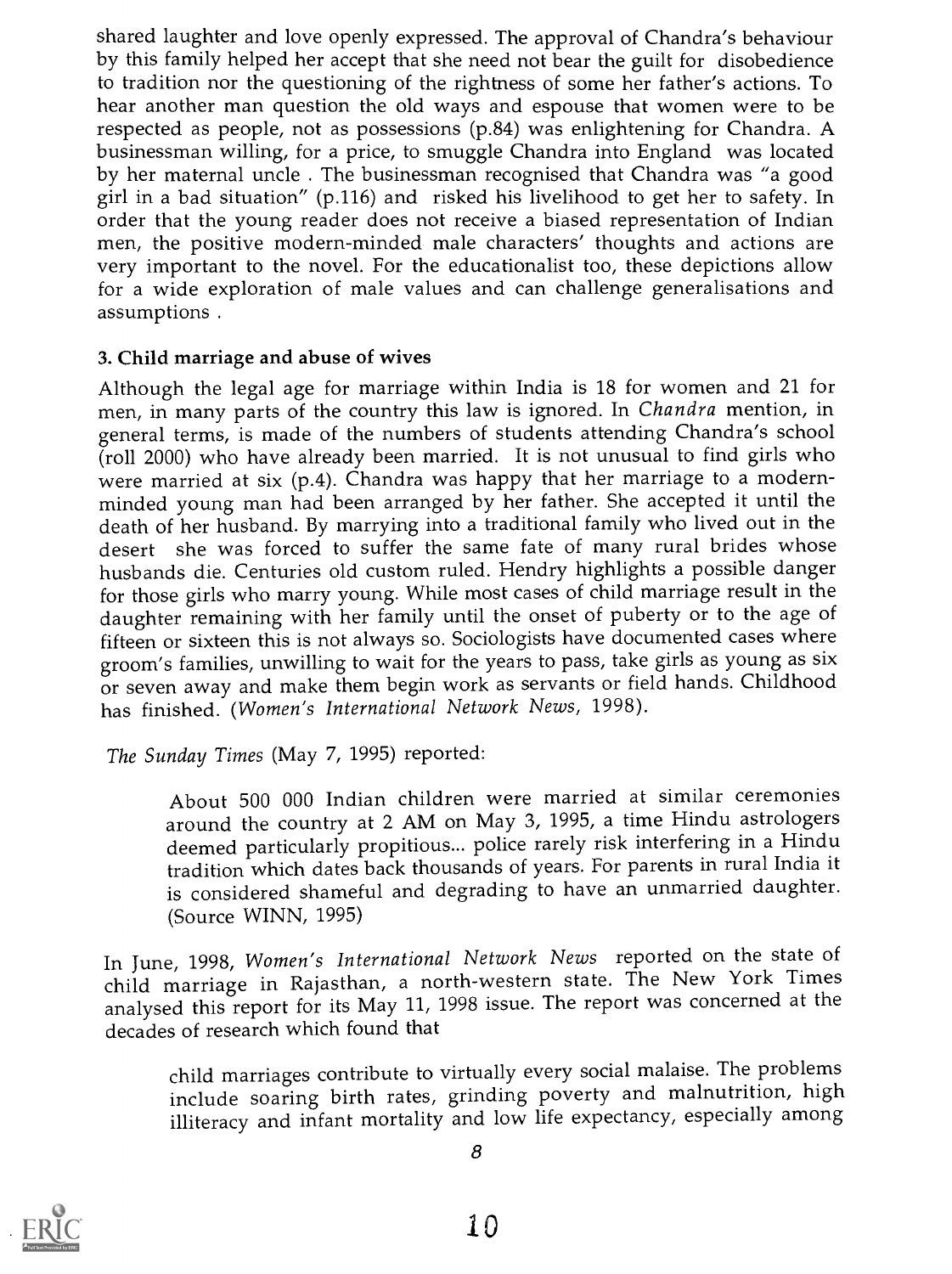shared laughter and love openly expressed. The approval of Chandra's behaviour by this family helped her accept that she need not bear the guilt for disobedience to tradition nor the questioning of the rightness of some her father's actions. To hear another man question the old ways and espouse that women were to be respected as people, not as possessions (p.84) was enlightening for Chandra. A businessman willing, for a price, to smuggle Chandra into England was located by her maternal uncle . The businessman recognised that Chandra was "a good girl in a bad situation" (p.116) and risked his livelihood to get her to safety. In order that the young reader does not receive a biased representation of Indian men, the positive modern-minded male characters' thoughts and actions are very important to the novel. For the educationalist too, these depictions allow for a wide exploration of male values and can challenge generalisations and assumptions .

### 3. Child marriage and abuse of wives

Although the legal age for marriage within India is 18 for women and 21 for men, in many parts of the country this law is ignored. In *Chandra* mention, in general terms, is made of the numbers of students attending Chandra's school (roll 2000) who have already been married. It is not unusual to find girls who were married at six (p.4). Chandra was happy that her marriage to a modern-minded young man had been arranged by her father. She accepted it until the death of her husband. By marrying into a traditional family who lived out in the desert she was forced to suffer the same fate of many rural brides whose husbands die. Centuries old custom ruled. Hendry highlights a possible danger for those girls who marry young. While most cases of child marriage result in the daughter remaining with her family until the onset of puberty or to the age of fifteen or sixteen this is not always so. Sociologists have documented cases where groom's families, unwilling to wait for the years to pass, take girls as young as six or seven away and make them begin work as servants or field hands. Childhood has finished. (*Women's International Network News*, 1998).

*The Sunday Times* (May 7, 1995) reported:

> About 500 000 Indian children were married at similar ceremonies around the country at 2 AM on May 3, 1995, a time Hindu astrologers deemed particularly propitious... police rarely risk interfering in a Hindu tradition which dates back thousands of years. For parents in rural India it is considered shameful and degrading to have an unmarried daughter. (Source WINN, 1995)

In June, 1998, *Women's International Network News* reported on the state of child marriage in Rajasthan, a north-western state. The New York Times analysed this report for its May 11, 1998 issue. The report was concerned at the decades of research which found that

> child marriages contribute to virtually every social malaise. The problems include soaring birth rates, grinding poverty and malnutrition, high illiteracy and infant mortality and low life expectancy, especially among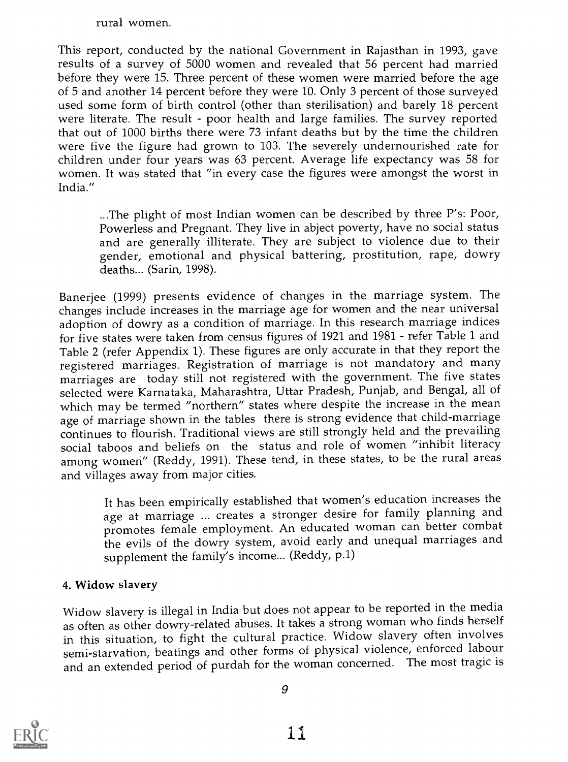rural women.

This report, conducted by the national Government in Rajasthan in 1993, gave results of a survey of 5000 women and revealed that 56 percent had married before they were 15. Three percent of these women were married before the age of 5 and another 14 percent before they were 10. Only 3 percent of those surveyed used some form of birth control (other than sterilisation) and barely 18 percent were literate. The result - poor health and large families. The survey reported that out of 1000 births there were 73 infant deaths but by the time the children were five the figure had grown to 103. The severely undernourished rate for children under four years was 63 percent. Average life expectancy was 58 for women. It was stated that "in every case the figures were amongst the worst in India."

> ...The plight of most Indian women can be described by three P's: Poor, Powerless and Pregnant. They live in abject poverty, have no social status and are generally illiterate. They are subject to violence due to their gender, emotional and physical battering, prostitution, rape, dowry deaths... (Sarin, 1998).

Banerjee (1999) presents evidence of changes in the marriage system. The changes include increases in the marriage age for women and the near universal adoption of dowry as a condition of marriage. In this research marriage indices for five states were taken from census figures of 1921 and 1981 - refer Table 1 and Table 2 (refer Appendix 1). These figures are only accurate in that they report the registered marriages. Registration of marriage is not mandatory and many marriages are today still not registered with the government. The five states selected were Karnataka, Maharashtra, Uttar Pradesh, Punjab, and Bengal, all of which may be termed "northern" states where despite the increase in the mean age of marriage shown in the tables there is strong evidence that child-marriage continues to flourish. Traditional views are still strongly held and the prevailing social taboos and beliefs on the status and role of women "inhibit literacy among women" (Reddy, 1991). These tend, in these states, to be the rural areas and villages away from major cities.

> It has been empirically established that women's education increases the age at marriage ... creates a stronger desire for family planning and promotes female employment. An educated woman can better combat the evils of the dowry system, avoid early and unequal marriages and supplement the family's income... (Reddy, p.1)

### 4. Widow slavery

Widow slavery is illegal in India but does not appear to be reported in the media as often as other dowry-related abuses. It takes a strong woman who finds herself in this situation, to fight the cultural practice. Widow slavery often involves semi-starvation, beatings and other forms of physical violence, enforced labour and an extended period of purdah for the woman concerned. The most tragic is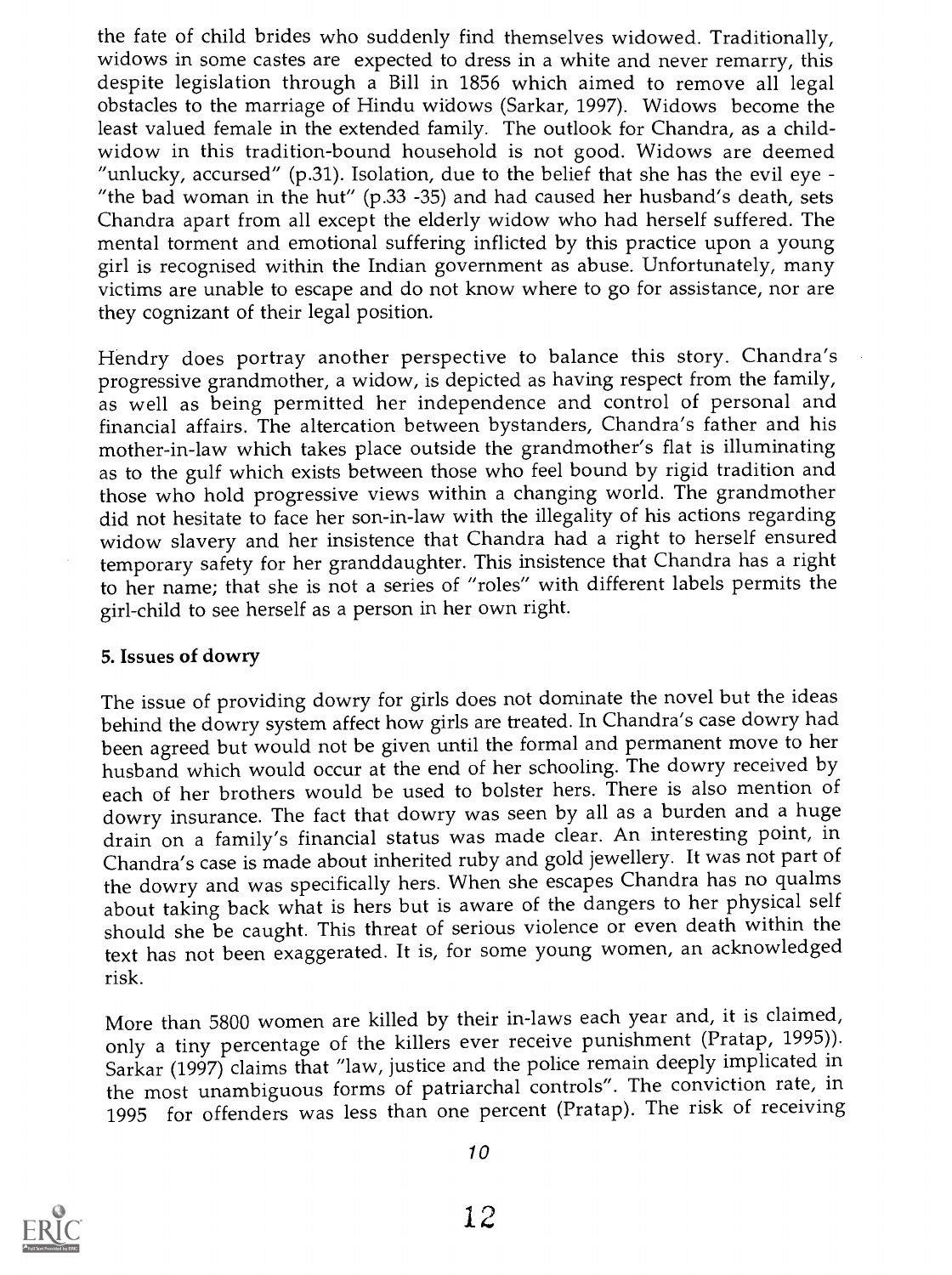the fate of child brides who suddenly find themselves widowed. Traditionally, widows in some castes are expected to dress in a white and never remarry, this despite legislation through a Bill in 1856 which aimed to remove all legal obstacles to the marriage of Hindu widows (Sarkar, 1997). Widows become the least valued female in the extended family. The outlook for Chandra, as a child-widow in this tradition-bound household is not good. Widows are deemed "unlucky, accursed" (p.31). Isolation, due to the belief that she has the evil eye - "the bad woman in the hut" (p.33 -35) and had caused her husband's death, sets Chandra apart from all except the elderly widow who had herself suffered. The mental torment and emotional suffering inflicted by this practice upon a young girl is recognised within the Indian government as abuse. Unfortunately, many victims are unable to escape and do not know where to go for assistance, nor are they cognizant of their legal position.

Hendry does portray another perspective to balance this story. Chandra's progressive grandmother, a widow, is depicted as having respect from the family, as well as being permitted her independence and control of personal and financial affairs. The altercation between bystanders, Chandra's father and his mother-in-law which takes place outside the grandmother's flat is illuminating as to the gulf which exists between those who feel bound by rigid tradition and those who hold progressive views within a changing world. The grandmother did not hesitate to face her son-in-law with the illegality of his actions regarding widow slavery and her insistence that Chandra had a right to herself ensured temporary safety for her granddaughter. This insistence that Chandra has a right to her name; that she is not a series of "roles" with different labels permits the girl-child to see herself as a person in her own right.

### 5. Issues of dowry

The issue of providing dowry for girls does not dominate the novel but the ideas behind the dowry system affect how girls are treated. In Chandra's case dowry had been agreed but would not be given until the formal and permanent move to her husband which would occur at the end of her schooling. The dowry received by each of her brothers would be used to bolster hers. There is also mention of dowry insurance. The fact that dowry was seen by all as a burden and a huge drain on a family's financial status was made clear. An interesting point, in Chandra's case is made about inherited ruby and gold jewellery. It was not part of the dowry and was specifically hers. When she escapes Chandra has no qualms about taking back what is hers but is aware of the dangers to her physical self should she be caught. This threat of serious violence or even death within the text has not been exaggerated. It is, for some young women, an acknowledged risk.

More than 5800 women are killed by their in-laws each year and, it is claimed, only a tiny percentage of the killers ever receive punishment (Pratap, 1995)). Sarkar (1997) claims that "law, justice and the police remain deeply implicated in the most unambiguous forms of patriarchal controls". The conviction rate, in 1995 for offenders was less than one percent (Pratap). The risk of receiving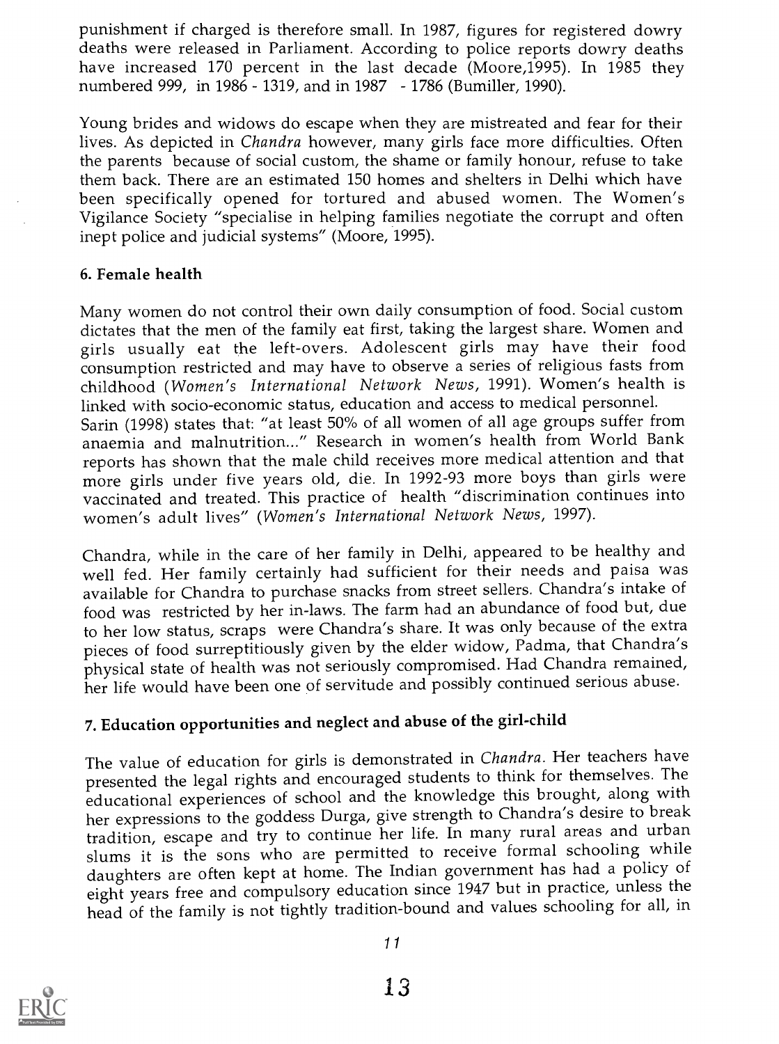punishment if charged is therefore small. In 1987, figures for registered dowry deaths were released in Parliament. According to police reports dowry deaths have increased 170 percent in the last decade (Moore,1995). In 1985 they numbered 999, in 1986 - 1319, and in 1987 - 1786 (Bumiller, 1990).

Young brides and widows do escape when they are mistreated and fear for their lives. As depicted in *Chandra* however, many girls face more difficulties. Often the parents because of social custom, the shame or family honour, refuse to take them back. There are an estimated 150 homes and shelters in Delhi which have been specifically opened for tortured and abused women. The Women's Vigilance Society "specialise in helping families negotiate the corrupt and often inept police and judicial systems" (Moore, 1995).

### 6. Female health

Many women do not control their own daily consumption of food. Social custom dictates that the men of the family eat first, taking the largest share. Women and girls usually eat the left-overs. Adolescent girls may have their food consumption restricted and may have to observe a series of religious fasts from childhood (*Women's International Network News*, 1991). Women's health is linked with socio-economic status, education and access to medical personnel. Sarin (1998) states that: "at least 50% of all women of all age groups suffer from anaemia and malnutrition..." Research in women's health from World Bank reports has shown that the male child receives more medical attention and that more girls under five years old, die. In 1992-93 more boys than girls were vaccinated and treated. This practice of health "discrimination continues into women's adult lives" (*Women's International Network News*, 1997).

Chandra, while in the care of her family in Delhi, appeared to be healthy and well fed. Her family certainly had sufficient for their needs and paisa was available for Chandra to purchase snacks from street sellers. Chandra's intake of food was restricted by her in-laws. The farm had an abundance of food but, due to her low status, scraps were Chandra's share. It was only because of the extra pieces of food surreptitiously given by the elder widow, Padma, that Chandra's physical state of health was not seriously compromised. Had Chandra remained, her life would have been one of servitude and possibly continued serious abuse.

### 7. Education opportunities and neglect and abuse of the girl-child

The value of education for girls is demonstrated in *Chandra*. Her teachers have presented the legal rights and encouraged students to think for themselves. The educational experiences of school and the knowledge this brought, along with her expressions to the goddess Durga, give strength to Chandra's desire to break tradition, escape and try to continue her life. In many rural areas and urban slums it is the sons who are permitted to receive formal schooling while daughters are often kept at home. The Indian government has had a policy of eight years free and compulsory education since 1947 but in practice, unless the head of the family is not tightly tradition-bound and values schooling for all, in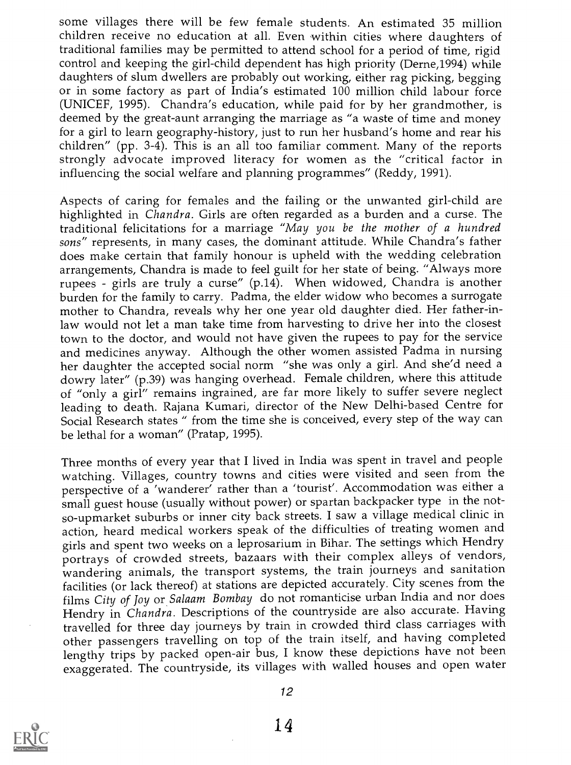some villages there will be few female students. An estimated 35 million children receive no education at all. Even within cities where daughters of traditional families may be permitted to attend school for a period of time, rigid control and keeping the girl-child dependent has high priority (Derne,1994) while daughters of slum dwellers are probably out working, either rag picking, begging or in some factory as part of India's estimated 100 million child labour force (UNICEF, 1995). Chandra's education, while paid for by her grandmother, is deemed by the great-aunt arranging the marriage as "a waste of time and money for a girl to learn geography-history, just to run her husband's home and rear his children" (pp. 3-4). This is an all too familiar comment. Many of the reports strongly advocate improved literacy for women as the "critical factor in influencing the social welfare and planning programmes" (Reddy, 1991).

Aspects of caring for females and the failing or the unwanted girl-child are highlighted in *Chandra*. Girls are often regarded as a burden and a curse. The traditional felicitations for a marriage "*May you be the mother of a hundred sons*" represents, in many cases, the dominant attitude. While Chandra's father does make certain that family honour is upheld with the wedding celebration arrangements, Chandra is made to feel guilt for her state of being. "Always more rupees - girls are truly a curse" (p.14). When widowed, Chandra is another burden for the family to carry. Padma, the elder widow who becomes a surrogate mother to Chandra, reveals why her one year old daughter died. Her father-in-law would not let a man take time from harvesting to drive her into the closest town to the doctor, and would not have given the rupees to pay for the service and medicines anyway. Although the other women assisted Padma in nursing her daughter the accepted social norm "she was only a girl. And she'd need a dowry later" (p.39) was hanging overhead. Female children, where this attitude of "only a girl" remains ingrained, are far more likely to suffer severe neglect leading to death. Rajana Kumari, director of the New Delhi-based Centre for Social Research states " from the time she is conceived, every step of the way can be lethal for a woman" (Pratap, 1995).

Three months of every year that I lived in India was spent in travel and people watching. Villages, country towns and cities were visited and seen from the perspective of a 'wanderer' rather than a 'tourist'. Accommodation was either a small guest house (usually without power) or spartan backpacker type in the not-so-upmarket suburbs or inner city back streets. I saw a village medical clinic in action, heard medical workers speak of the difficulties of treating women and girls and spent two weeks on a leprosarium in Bihar. The settings which Hendry portrays of crowded streets, bazaars with their complex alleys of vendors, wandering animals, the transport systems, the train journeys and sanitation facilities (or lack thereof) at stations are depicted accurately. City scenes from the films *City of Joy* or *Salaam Bombay* do not romanticise urban India and nor does Hendry in *Chandra*. Descriptions of the countryside are also accurate. Having travelled for three day journeys by train in crowded third class carriages with other passengers travelling on top of the train itself, and having completed lengthy trips by packed open-air bus, I know these depictions have not been exaggerated. The countryside, its villages with walled houses and open water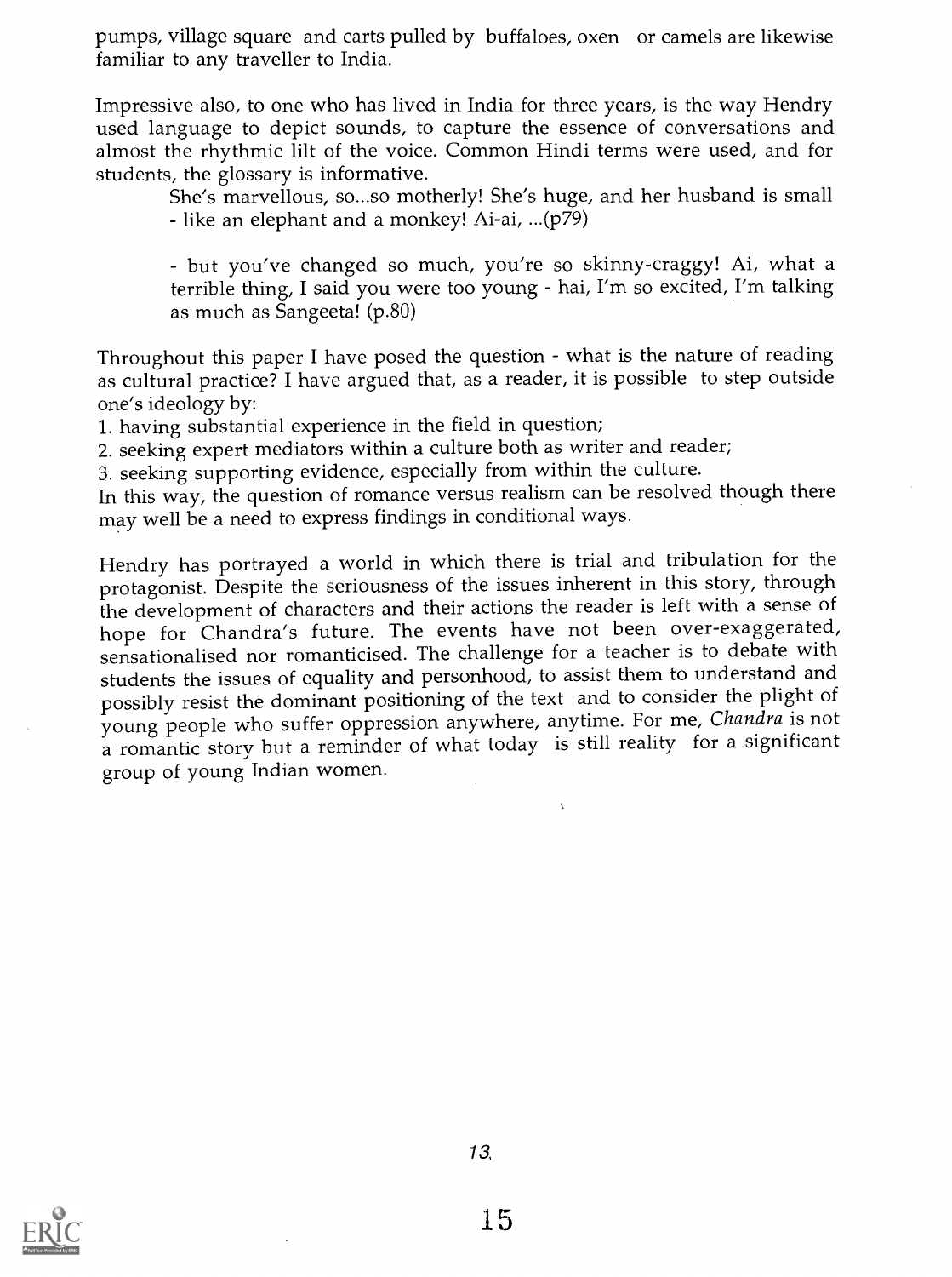pumps, village square and carts pulled by buffaloes, oxen or camels are likewise familiar to any traveller to India.

Impressive also, to one who has lived in India for three years, is the way Hendry used language to depict sounds, to capture the essence of conversations and almost the rhythmic lilt of the voice. Common Hindi terms were used, and for students, the glossary is informative.

> She's marvellous, so...so motherly! She's huge, and her husband is small - like an elephant and a monkey! Ai-ai, ...(p79)
>
> - but you've changed so much, you're so skinny-craggy! Ai, what a terrible thing, I said you were too young - hai, I'm so excited, I'm talking as much as Sangeeta! (p.80)

Throughout this paper I have posed the question - what is the nature of reading as cultural practice? I have argued that, as a reader, it is possible to step outside one's ideology by:

1. having substantial experience in the field in question;
2. seeking expert mediators within a culture both as writer and reader;
3. seeking supporting evidence, especially from within the culture.

In this way, the question of romance versus realism can be resolved though there may well be a need to express findings in conditional ways.

Hendry has portrayed a world in which there is trial and tribulation for the protagonist. Despite the seriousness of the issues inherent in this story, through the development of characters and their actions the reader is left with a sense of hope for Chandra's future. The events have not been over-exaggerated, sensationalised nor romanticised. The challenge for a teacher is to debate with students the issues of equality and personhood, to assist them to understand and possibly resist the dominant positioning of the text and to consider the plight of young people who suffer oppression anywhere, anytime. For me, *Chandra* is not a romantic story but a reminder of what today is still reality for a significant group of young Indian women.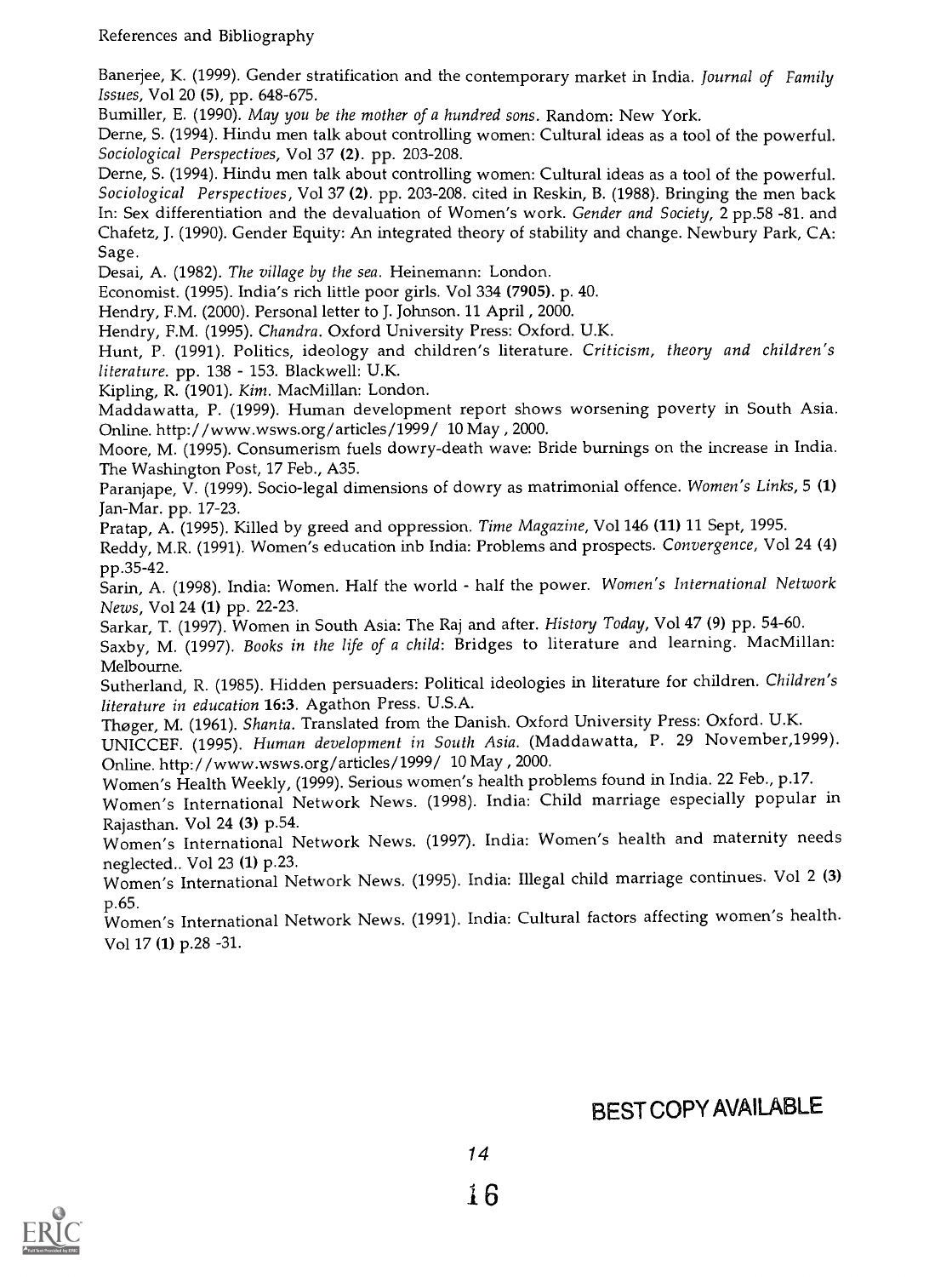References and Bibliography

Banerjee, K. (1999). Gender stratification and the contemporary market in India. *Journal of Family Issues*, Vol 20 **(5)**, pp. 648-675.

Bumiller, E. (1990). *May you be the mother of a hundred sons*. Random: New York.

Derne, S. (1994). Hindu men talk about controlling women: Cultural ideas as a tool of the powerful. *Sociological Perspectives*, Vol 37 **(2)**. pp. 203-208.

Derne, S. (1994). Hindu men talk about controlling women: Cultural ideas as a tool of the powerful. *Sociological Perspectives*, Vol 37 **(2)**. pp. 203-208. cited in Reskin, B. (1988). Bringing the men back In: Sex differentiation and the devaluation of Women's work. *Gender and Society*, 2 pp.58 -81. and Chafetz, J. (1990). Gender Equity: An integrated theory of stability and change. Newbury Park, CA: Sage.

Desai, A. (1982). *The village by the sea*. Heinemann: London.

Economist. (1995). India's rich little poor girls. Vol 334 **(7905)**. p. 40.

Hendry, F.M. (2000). Personal letter to J. Johnson. 11 April , 2000.

Hendry, F.M. (1995). *Chandra*. Oxford University Press: Oxford. U.K.

Hunt, P. (1991). Politics, ideology and children's literature. *Criticism, theory and children's literature*. pp. 138 - 153. Blackwell: U.K.

Kipling, R. (1901). *Kim*. MacMillan: London.

Maddawatta, P. (1999). Human development report shows worsening poverty in South Asia. Online. http://www.wsws.org/articles/1999/ 10 May , 2000.

Moore, M. (1995). Consumerism fuels dowry-death wave: Bride burnings on the increase in India. The Washington Post, 17 Feb., A35.

Paranjape, V. (1999). Socio-legal dimensions of dowry as matrimonial offence. *Women's Links*, 5 **(1)** Jan-Mar. pp. 17-23.

Pratap, A. (1995). Killed by greed and oppression. *Time Magazine*, Vol 146 **(11)** 11 Sept, 1995.

Reddy, M.R. (1991). Women's education inb India: Problems and prospects. *Convergence*, Vol 24 (4) pp.35-42.

Sarin, A. (1998). India: Women. Half the world - half the power. *Women's International Network News*, Vol 24 **(1)** pp. 22-23.

Sarkar, T. (1997). Women in South Asia: The Raj and after. *History Today*, Vol 47 **(9)** pp. 54-60.

Saxby, M. (1997). *Books in the life of a child*: Bridges to literature and learning. MacMillan: Melbourne.

Sutherland, R. (1985). Hidden persuaders: Political ideologies in literature for children. *Children's literature in education* **16:3**. Agathon Press. U.S.A.

Thøger, M. (1961). *Shanta*. Translated from the Danish. Oxford University Press: Oxford. U.K.

UNICCEF. (1995). *Human development in South Asia*. (Maddawatta, P. 29 November,1999). Online. http://www.wsws.org/articles/1999/ 10 May , 2000.

Women's Health Weekly, (1999). Serious women's health problems found in India. 22 Feb., p.17.

Women's International Network News. (1998). India: Child marriage especially popular in Rajasthan. Vol 24 **(3)** p.54.

Women's International Network News. (1997). India: Women's health and maternity needs neglected.. Vol 23 **(1)** p.23.

Women's International Network News. (1995). India: Illegal child marriage continues. Vol 2 **(3)** p.65.

Women's International Network News. (1991). India: Cultural factors affecting women's health. Vol 17 **(1)** p.28 -31.

BEST COPY AVAILABLE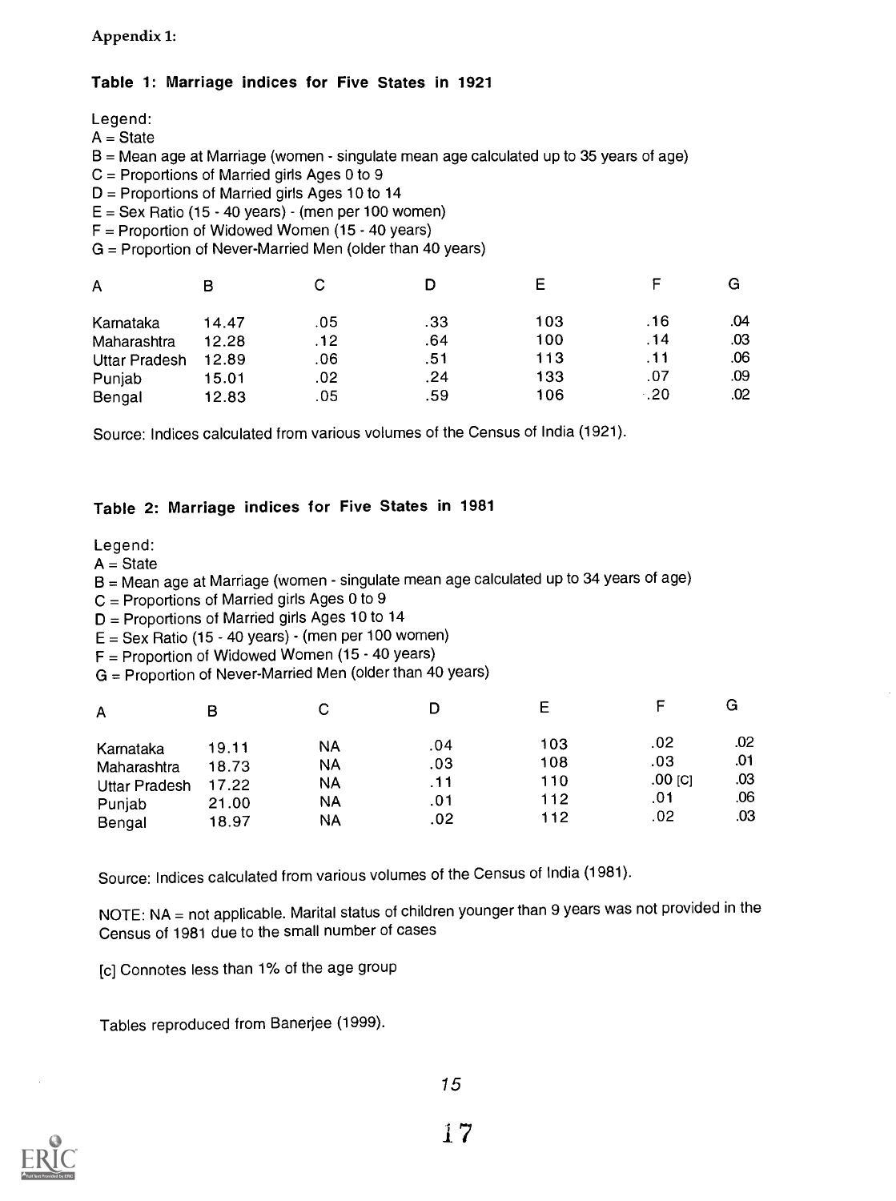Appendix 1:

### Table 1: Marriage indices for Five States in 1921

Legend:
A = State
B = Mean age at Marriage (women - singulate mean age calculated up to 35 years of age)
C = Proportions of Married girls Ages 0 to 9
D = Proportions of Married girls Ages 10 to 14
E = Sex Ratio (15 - 40 years) - (men per 100 women)
F = Proportion of Widowed Women (15 - 40 years)
G = Proportion of Never-Married Men (older than 40 years)

| A | B | C | D | E | F | G |
|---|---|---|---|---|---|---|
| Karnataka | 14.47 | .05 | .33 | 103 | .16 | .04 |
| Maharashtra | 12.28 | .12 | .64 | 100 | .14 | .03 |
| Uttar Pradesh | 12.89 | .06 | .51 | 113 | .11 | .06 |
| Punjab | 15.01 | .02 | .24 | 133 | .07 | .09 |
| Bengal | 12.83 | .05 | .59 | 106 | .20 | .02 |

Source: Indices calculated from various volumes of the Census of India (1921).

### Table 2: Marriage indices for Five States in 1981

Legend:
A = State
B = Mean age at Marriage (women - singulate mean age calculated up to 34 years of age)
C = Proportions of Married girls Ages 0 to 9
D = Proportions of Married girls Ages 10 to 14
E = Sex Ratio (15 - 40 years) - (men per 100 women)
F = Proportion of Widowed Women (15 - 40 years)
G = Proportion of Never-Married Men (older than 40 years)

| A | B | C | D | E | F | G |
|---|---|---|---|---|---|---|
| Karnataka | 19.11 | NA | .04 | 103 | .02 | .02 |
| Maharashtra | 18.73 | NA | .03 | 108 | .03 | .01 |
| Uttar Pradesh | 17.22 | NA | .11 | 110 | .00 [C] | .03 |
| Punjab | 21.00 | NA | .01 | 112 | .01 | .06 |
| Bengal | 18.97 | NA | .02 | 112 | .02 | .03 |

Source: Indices calculated from various volumes of the Census of India (1981).

NOTE: NA = not applicable. Marital status of children younger than 9 years was not provided in the Census of 1981 due to the small number of cases

[c] Connotes less than 1% of the age group

Tables reproduced from Banerjee (1999).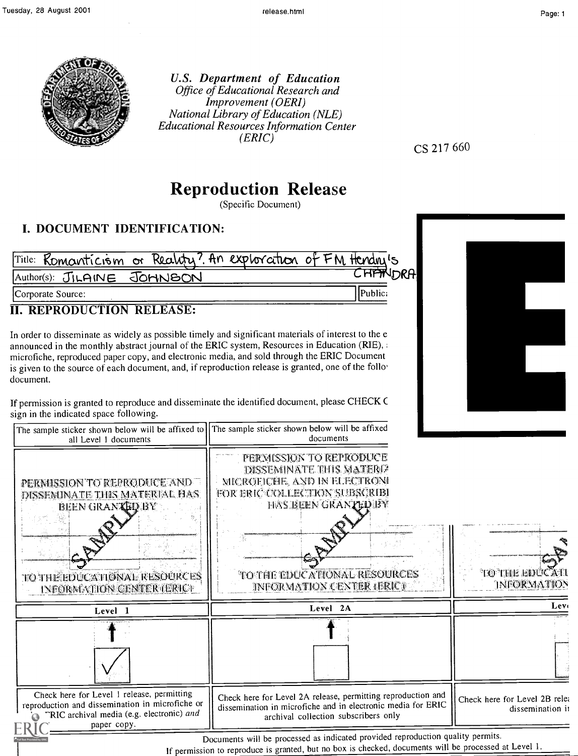U.S. Department of Education
*Office of Educational Research and Improvement (OERI)*
*National Library of Education (NLE)*
*Educational Resources Information Center (ERIC)*

CS 217 660

# Reproduction Release

(Specific Document)

## I. DOCUMENT IDENTIFICATION:

| | |
|---|---|
| Title: Romanticism or Reality? An exploration of FM Hendry's CHANDRA | |
| Author(s): JILAINE JOHNSON | |
| Corporate Source: | Public: |

## II. REPRODUCTION RELEASE:

In order to disseminate as widely as possible timely and significant materials of interest to the e announced in the monthly abstract journal of the ERIC system, Resources in Education (RIE), microfiche, reproduced paper copy, and electronic media, and sold through the ERIC Document is given to the source of each document, and, if reproduction release is granted, one of the follo document.

If permission is granted to reproduce and disseminate the identified document, please CHECK C sign in the indicated space following.

| The sample sticker shown below will be affixed to all Level 1 documents | The sample sticker shown below will be affixed documents | |
|---|---|---|
| PERMISSION TO REPRODUCE AND DISSEMINATE THIS MATERIAL HAS BEEN GRANTED BY SAMPLE TO THE EDUCATIONAL RESOURCES INFORMATION CENTER (ERIC) | PERMISSION TO REPRODUCE DISSEMINATE THIS MATERI MICROFICHE, AND IN ELECTRONI FOR ERIC COLLECTION SUBSCRIBI HAS BEEN GRANTED BY SAMPLE TO THE EDUCATIONAL RESOURCES INFORMATION CENTER (ERIC) | SA TO THE EDUCATI INFORMATION |
| Level 1 | Level 2A | Lev |
| ☑ | ☐ | ☐ |
| Check here for Level 1 release, permitting reproduction and dissemination in microfiche or ERIC archival media (e.g. electronic) *and* paper copy. | Check here for Level 2A release, permitting reproduction and dissemination in microfiche and in electronic media for ERIC archival collection subscribers only | Check here for Level 2B rele dissemination i |

Documents will be processed as indicated provided reproduction quality permits.
If permission to reproduce is granted, but no box is checked, documents will be processed at Level 1.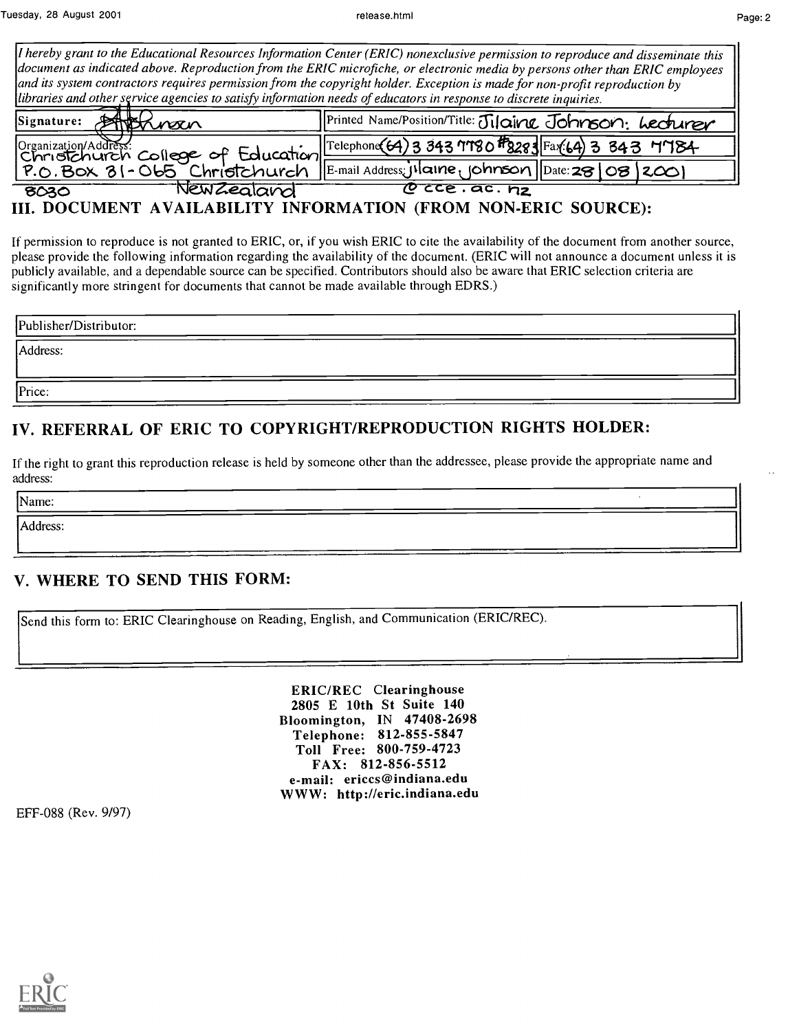*I hereby grant to the Educational Resources Information Center (ERIC) nonexclusive permission to reproduce and disseminate this document as indicated above. Reproduction from the ERIC microfiche, or electronic media by persons other than ERIC employees and its system contractors requires permission from the copyright holder. Exception is made for non-profit reproduction by libraries and other service agencies to satisfy information needs of educators in response to discrete inquiries.*

| | | |
|---|---|---|
| **Signature:** J Johnson | Printed Name/Position/Title: Jilaine Johnson: Lecturer | |
| Organization/Address: Christchurch College of Education P.O. Box 31-065 Christchurch 8030 New Zealand | Telephone: (64) 3 343 7780 #8283 | Fax: (64) 3 343 7784 |
| | E-mail Address: jilaine.johnson@cce.ac.nz | Date: 28/08/2001 |

## III. DOCUMENT AVAILABILITY INFORMATION (FROM NON-ERIC SOURCE):

If permission to reproduce is not granted to ERIC, or, if you wish ERIC to cite the availability of the document from another source, please provide the following information regarding the availability of the document. (ERIC will not announce a document unless it is publicly available, and a dependable source can be specified. Contributors should also be aware that ERIC selection criteria are significantly more stringent for documents that cannot be made available through EDRS.)

| |
|---|
| Publisher/Distributor: |
| Address: |
| Price: |

## IV. REFERRAL OF ERIC TO COPYRIGHT/REPRODUCTION RIGHTS HOLDER:

If the right to grant this reproduction release is held by someone other than the addressee, please provide the appropriate name and address:

| |
|---|
| Name: |
| Address: |

## V. WHERE TO SEND THIS FORM:

| |
|---|
| Send this form to: ERIC Clearinghouse on Reading, English, and Communication (ERIC/REC). |

**ERIC/REC Clearinghouse**
**2805 E 10th St Suite 140**
**Bloomington, IN 47408-2698**
**Telephone: 812-855-5847**
**Toll Free: 800-759-4723**
**FAX: 812-856-5512**
**e-mail: ericcs@indiana.edu**
**WWW: http://eric.indiana.edu**

EFF-088 (Rev. 9/97)